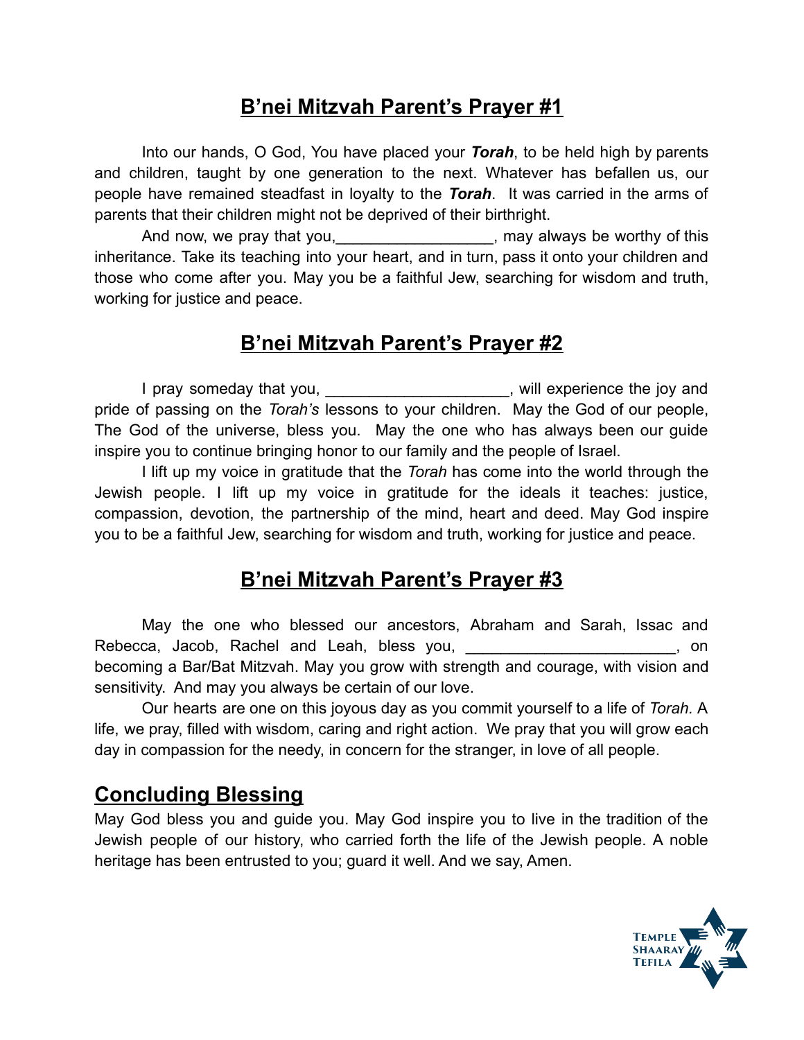## B’nei Mitzvah Parent’s Prayer #1

Into our hands, O God, You have placed your ***Torah***, to be held high by parents and children, taught by one generation to the next. Whatever has befallen us, our people have remained steadfast in loyalty to the ***Torah***. It was carried in the arms of parents that their children might not be deprived of their birthright.

And now, we pray that you,__________________, may always be worthy of this inheritance. Take its teaching into your heart, and in turn, pass it onto your children and those who come after you. May you be a faithful Jew, searching for wisdom and truth, working for justice and peace.

## B’nei Mitzvah Parent’s Prayer #2

I pray someday that you, _____________________, will experience the joy and pride of passing on the *Torah’s* lessons to your children. May the God of our people, The God of the universe, bless you. May the one who has always been our guide inspire you to continue bringing honor to our family and the people of Israel.

I lift up my voice in gratitude that the *Torah* has come into the world through the Jewish people. I lift up my voice in gratitude for the ideals it teaches: justice, compassion, devotion, the partnership of the mind, heart and deed. May God inspire you to be a faithful Jew, searching for wisdom and truth, working for justice and peace.

## B’nei Mitzvah Parent’s Prayer #3

May the one who blessed our ancestors, Abraham and Sarah, Issac and Rebecca, Jacob, Rachel and Leah, bless you, ________________________, on becoming a Bar/Bat Mitzvah. May you grow with strength and courage, with vision and sensitivity. And may you always be certain of our love.

Our hearts are one on this joyous day as you commit yourself to a life of *Torah.* A life, we pray, filled with wisdom, caring and right action. We pray that you will grow each day in compassion for the needy, in concern for the stranger, in love of all people.

## Concluding Blessing

May God bless you and guide you. May God inspire you to live in the tradition of the Jewish people of our history, who carried forth the life of the Jewish people. A noble heritage has been entrusted to you; guard it well. And we say, Amen.

Temple Shaaray Tefila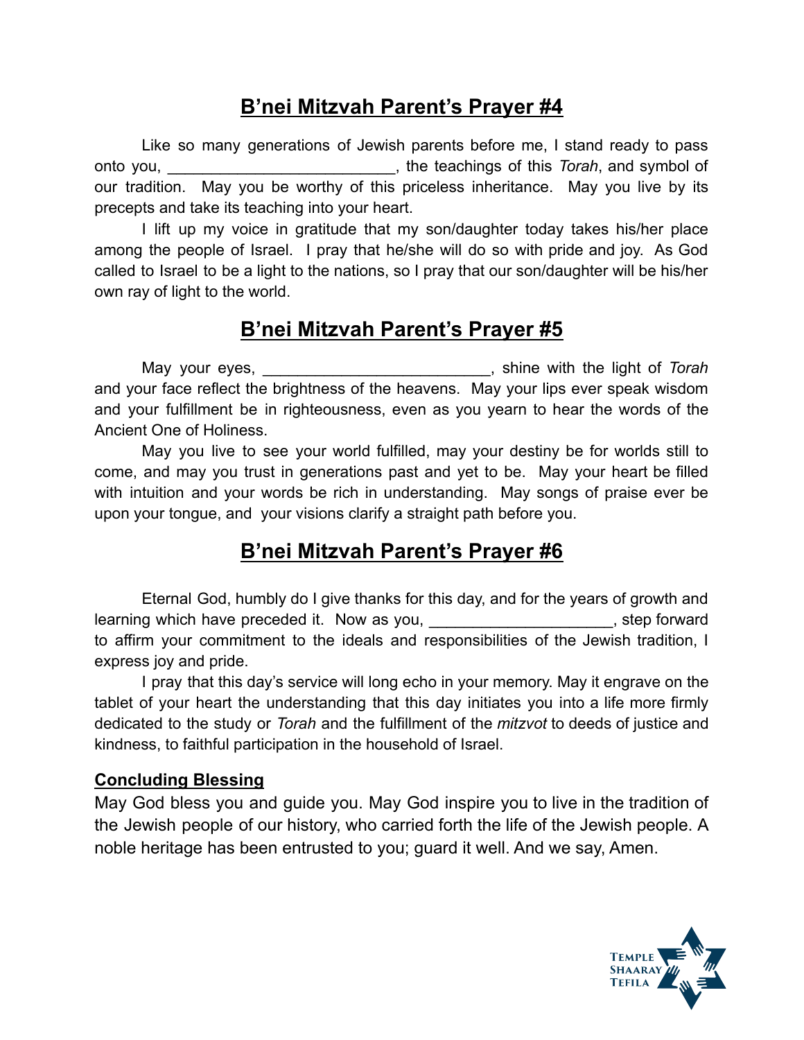## **B'nei Mitzvah Parent's Prayer #4**

Like so many generations of Jewish parents before me, I stand ready to pass onto you, __________________________, the teachings of this *Torah*, and symbol of our tradition. May you be worthy of this priceless inheritance. May you live by its precepts and take its teaching into your heart.

I lift up my voice in gratitude that my son/daughter today takes his/her place among the people of Israel. I pray that he/she will do so with pride and joy. As God called to Israel to be a light to the nations, so I pray that our son/daughter will be his/her own ray of light to the world.

## **B'nei Mitzvah Parent's Prayer #5**

May your eyes, __________________________, shine with the light of *Torah* and your face reflect the brightness of the heavens. May your lips ever speak wisdom and your fulfillment be in righteousness, even as you yearn to hear the words of the Ancient One of Holiness.

May you live to see your world fulfilled, may your destiny be for worlds still to come, and may you trust in generations past and yet to be. May your heart be filled with intuition and your words be rich in understanding. May songs of praise ever be upon your tongue, and your visions clarify a straight path before you.

## **B'nei Mitzvah Parent's Prayer #6**

Eternal God, humbly do I give thanks for this day, and for the years of growth and learning which have preceded it. Now as you, _____________________, step forward to affirm your commitment to the ideals and responsibilities of the Jewish tradition, I express joy and pride.

I pray that this day's service will long echo in your memory. May it engrave on the tablet of your heart the understanding that this day initiates you into a life more firmly dedicated to the study or *Torah* and the fulfillment of the *mitzvot* to deeds of justice and kindness, to faithful participation in the household of Israel.

### **Concluding Blessing**

May God bless you and guide you. May God inspire you to live in the tradition of the Jewish people of our history, who carried forth the life of the Jewish people. A noble heritage has been entrusted to you; guard it well. And we say, Amen.

Temple Shaaray Tefila